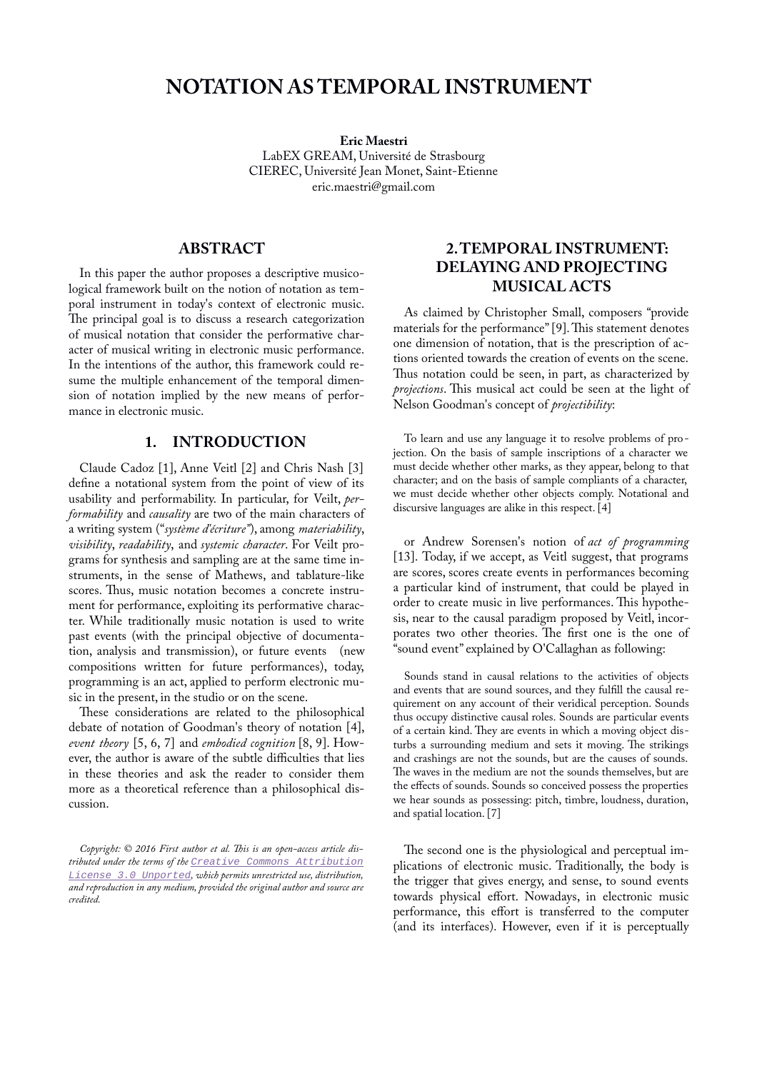# NOTATION AS TEMPORAL INSTRUMENT

**Eric Maestri**
LabEX GREAM, Université de Strasbourg
CIEREC, Université Jean Monet, Saint-Etienne
eric.maestri@gmail.com

## ABSTRACT

In this paper the author proposes a descriptive musicological framework built on the notion of notation as temporal instrument in today's context of electronic music. The principal goal is to discuss a research categorization of musical notation that consider the performative character of musical writing in electronic music performance. In the intentions of the author, this framework could resume the multiple enhancement of the temporal dimension of notation implied by the new means of performance in electronic music.

## 1. INTRODUCTION

Claude Cadoz [1], Anne Veitl [2] and Chris Nash [3] define a notational system from the point of view of its usability and performability. In particular, for Veilt, *performability* and *causality* are two of the main characters of a writing system ("*système d'écriture*"), among *materiability*, *visibility*, *readability*, and *systemic character*. For Veilt programs for synthesis and sampling are at the same time instruments, in the sense of Mathews, and tablature-like scores. Thus, music notation becomes a concrete instrument for performance, exploiting its performative character. While traditionally music notation is used to write past events (with the principal objective of documentation, analysis and transmission), or future events (new compositions written for future performances), today, programming is an act, applied to perform electronic music in the present, in the studio or on the scene.

These considerations are related to the philosophical debate of notation of Goodman's theory of notation [4], *event theory* [5, 6, 7] and *embodied cognition* [8, 9]. However, the author is aware of the subtle difficulties that lies in these theories and ask the reader to consider them more as a theoretical reference than a philosophical discussion.

*Copyright: © 2016 First author et al. This is an open-access article distributed under the terms of the Creative Commons Attribution License 3.0 Unported, which permits unrestricted use, distribution, and reproduction in any medium, provided the original author and source are credited.*

## 2. TEMPORAL INSTRUMENT: DELAYING AND PROJECTING MUSICAL ACTS

As claimed by Christopher Small, composers "provide materials for the performance" [9]. This statement denotes one dimension of notation, that is the prescription of actions oriented towards the creation of events on the scene. Thus notation could be seen, in part, as characterized by *projections*. This musical act could be seen at the light of Nelson Goodman's concept of *projectibility*:

> To learn and use any language it to resolve problems of projection. On the basis of sample inscriptions of a character we must decide whether other marks, as they appear, belong to that character; and on the basis of sample compliants of a character, we must decide whether other objects comply. Notational and discursive languages are alike in this respect. [4]

or Andrew Sorensen's notion of *act of programming* [13]. Today, if we accept, as Veitl suggest, that programs are scores, scores create events in performances becoming a particular kind of instrument, that could be played in order to create music in live performances. This hypothesis, near to the causal paradigm proposed by Veitl, incorporates two other theories. The first one is the one of "sound event" explained by O'Callaghan as following:

> Sounds stand in causal relations to the activities of objects and events that are sound sources, and they fulfill the causal requirement on any account of their veridical perception. Sounds thus occupy distinctive causal roles. Sounds are particular events of a certain kind. They are events in which a moving object disturbs a surrounding medium and sets it moving. The strikings and crashings are not the sounds, but are the causes of sounds. The waves in the medium are not the sounds themselves, but are the effects of sounds. Sounds so conceived possess the properties we hear sounds as possessing: pitch, timbre, loudness, duration, and spatial location. [7]

The second one is the physiological and perceptual implications of electronic music. Traditionally, the body is the trigger that gives energy, and sense, to sound events towards physical effort. Nowadays, in electronic music performance, this effort is transferred to the computer (and its interfaces). However, even if it is perceptually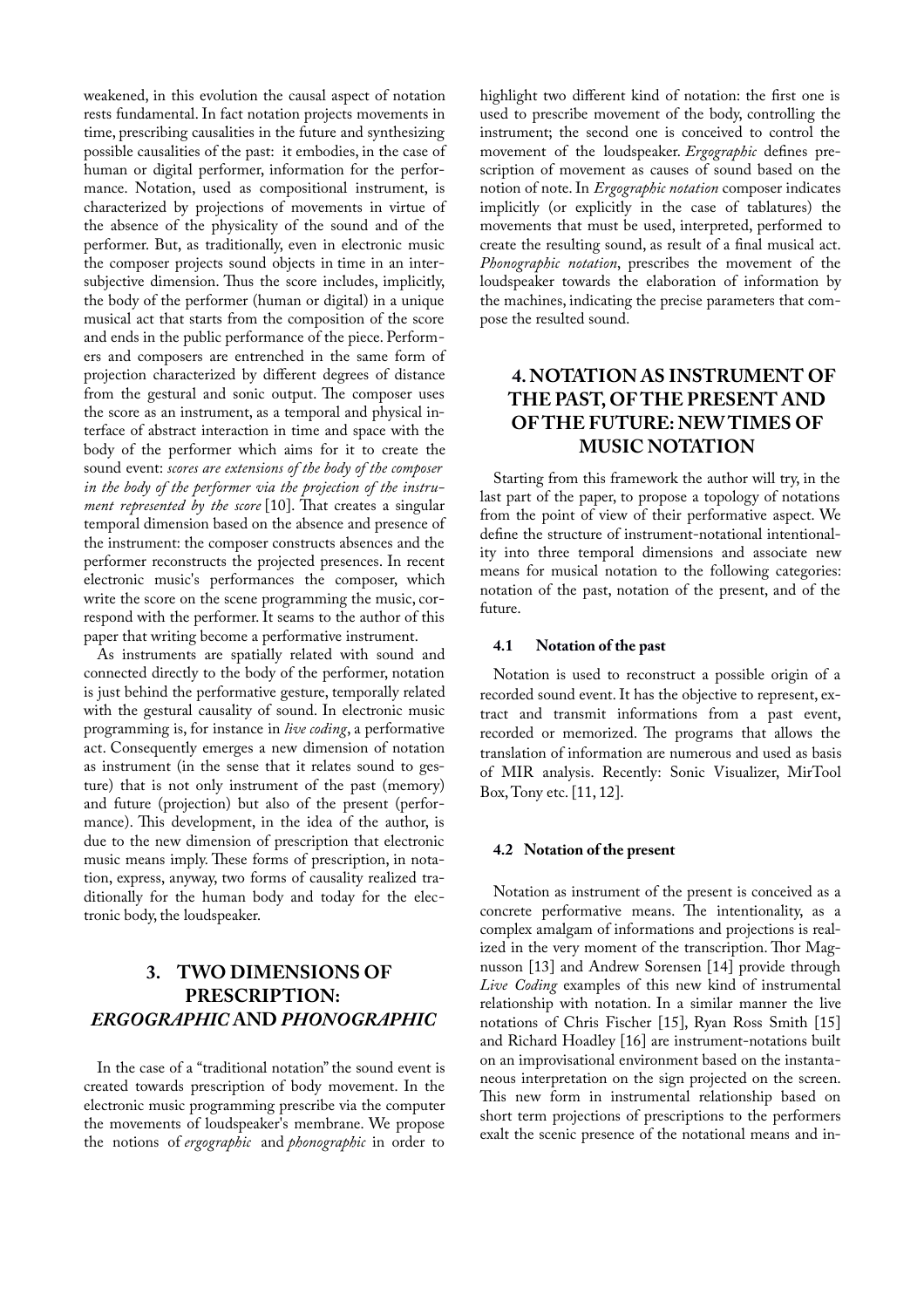weakened, in this evolution the causal aspect of notation rests fundamental. In fact notation projects movements in time, prescribing causalities in the future and synthesizing possible causalities of the past: it embodies, in the case of human or digital performer, information for the performance. Notation, used as compositional instrument, is characterized by projections of movements in virtue of the absence of the physicality of the sound and of the performer. But, as traditionally, even in electronic music the composer projects sound objects in time in an intersubjective dimension. Thus the score includes, implicitly, the body of the performer (human or digital) in a unique musical act that starts from the composition of the score and ends in the public performance of the piece. Performers and composers are entrenched in the same form of projection characterized by different degrees of distance from the gestural and sonic output. The composer uses the score as an instrument, as a temporal and physical interface of abstract interaction in time and space with the body of the performer which aims for it to create the sound event: *scores are extensions of the body of the composer in the body of the performer via the projection of the instrument represented by the score* [10]. That creates a singular temporal dimension based on the absence and presence of the instrument: the composer constructs absences and the performer reconstructs the projected presences. In recent electronic music's performances the composer, which write the score on the scene programming the music, correspond with the performer. It seams to the author of this paper that writing become a performative instrument.

As instruments are spatially related with sound and connected directly to the body of the performer, notation is just behind the performative gesture, temporally related with the gestural causality of sound. In electronic music programming is, for instance in *live coding*, a performative act. Consequently emerges a new dimension of notation as instrument (in the sense that it relates sound to gesture) that is not only instrument of the past (memory) and future (projection) but also of the present (performance). This development, in the idea of the author, is due to the new dimension of prescription that electronic music means imply. These forms of prescription, in notation, express, anyway, two forms of causality realized traditionally for the human body and today for the electronic body, the loudspeaker.

## 3. TWO DIMENSIONS OF PRESCRIPTION: *ERGOGRAPHIC* AND *PHONOGRAPHIC*

In the case of a "traditional notation" the sound event is created towards prescription of body movement. In the electronic music programming prescribe via the computer the movements of loudspeaker's membrane. We propose the notions of *ergographic* and *phonographic* in order to highlight two different kind of notation: the first one is used to prescribe movement of the body, controlling the instrument; the second one is conceived to control the movement of the loudspeaker. *Ergographic* defines prescription of movement as causes of sound based on the notion of note. In *Ergographic notation* composer indicates implicitly (or explicitly in the case of tablatures) the movements that must be used, interpreted, performed to create the resulting sound, as result of a final musical act. *Phonographic notation*, prescribes the movement of the loudspeaker towards the elaboration of information by the machines, indicating the precise parameters that compose the resulted sound.

## 4. NOTATION AS INSTRUMENT OF THE PAST, OF THE PRESENT AND OF THE FUTURE: NEW TIMES OF MUSIC NOTATION

Starting from this framework the author will try, in the last part of the paper, to propose a topology of notations from the point of view of their performative aspect. We define the structure of instrument-notational intentionality into three temporal dimensions and associate new means for musical notation to the following categories: notation of the past, notation of the present, and of the future.

### 4.1 Notation of the past

Notation is used to reconstruct a possible origin of a recorded sound event. It has the objective to represent, extract and transmit informations from a past event, recorded or memorized. The programs that allows the translation of information are numerous and used as basis of MIR analysis. Recently: Sonic Visualizer, MirTool Box, Tony etc. [11, 12].

### 4.2 Notation of the present

Notation as instrument of the present is conceived as a concrete performative means. The intentionality, as a complex amalgam of informations and projections is realized in the very moment of the transcription. Thor Magnusson [13] and Andrew Sorensen [14] provide through *Live Coding* examples of this new kind of instrumental relationship with notation. In a similar manner the live notations of Chris Fischer [15], Ryan Ross Smith [15] and Richard Hoadley [16] are instrument-notations built on an improvisational environment based on the instantaneous interpretation on the sign projected on the screen. This new form in instrumental relationship based on short term projections of prescriptions to the performers exalt the scenic presence of the notational means and in-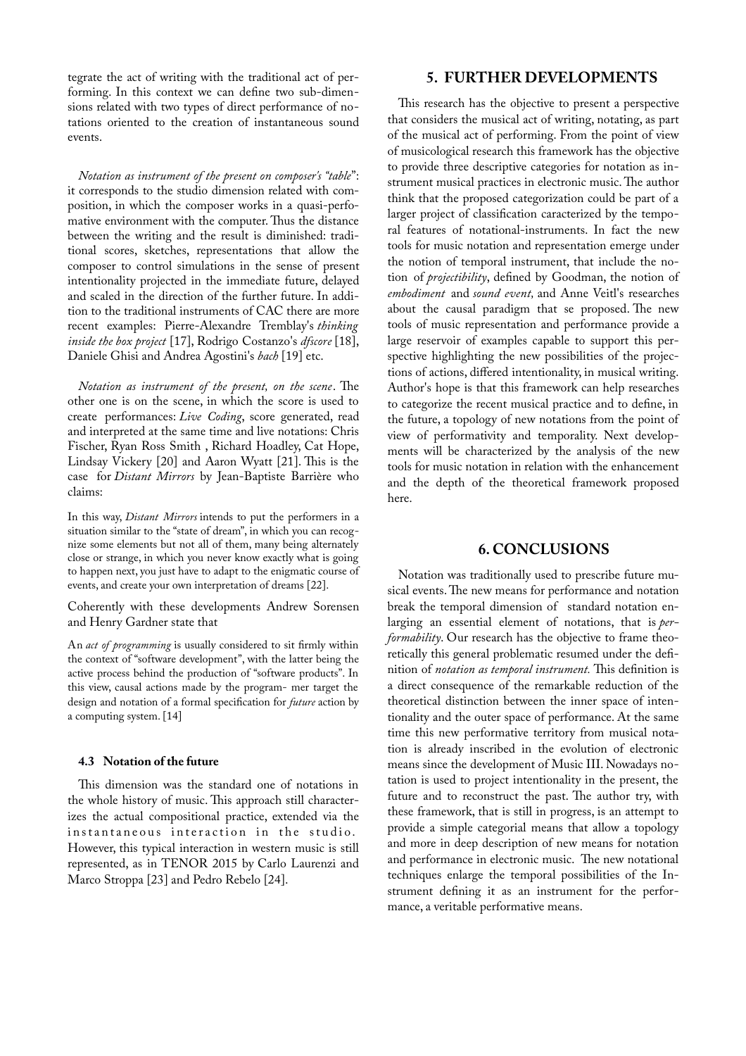tegrate the act of writing with the traditional act of performing. In this context we can define two sub-dimensions related with two types of direct performance of notations oriented to the creation of instantaneous sound events.

*Notation as instrument of the present on composer's "table"*: it corresponds to the studio dimension related with composition, in which the composer works in a quasi-perfomative environment with the computer. Thus the distance between the writing and the result is diminished: traditional scores, sketches, representations that allow the composer to control simulations in the sense of present intentionality projected in the immediate future, delayed and scaled in the direction of the further future. In addition to the traditional instruments of CAC there are more recent examples: Pierre-Alexandre Tremblay's *thinking inside the box project* [17], Rodrigo Costanzo's *dfscore* [18], Daniele Ghisi and Andrea Agostini's *bach* [19] etc.

*Notation as instrument of the present, on the scene*. The other one is on the scene, in which the score is used to create performances: *Live Coding*, score generated, read and interpreted at the same time and live notations: Chris Fischer, Ryan Ross Smith , Richard Hoadley, Cat Hope, Lindsay Vickery [20] and Aaron Wyatt [21]. This is the case for *Distant Mirrors* by Jean-Baptiste Barrière who claims:

> In this way, *Distant Mirrors* intends to put the performers in a situation similar to the "state of dream", in which you can recognize some elements but not all of them, many being alternately close or strange, in which you never know exactly what is going to happen next, you just have to adapt to the enigmatic course of events, and create your own interpretation of dreams [22].

Coherently with these developments Andrew Sorensen and Henry Gardner state that

> An *act of programming* is usually considered to sit firmly within the context of "software development", with the latter being the active process behind the production of "software products". In this view, causal actions made by the program- mer target the design and notation of a formal specification for *future* action by a computing system. [14]

### 4.3 Notation of the future

This dimension was the standard one of notations in the whole history of music. This approach still characterizes the actual compositional practice, extended via the instantaneous interaction in the studio. However, this typical interaction in western music is still represented, as in TENOR 2015 by Carlo Laurenzi and Marco Stroppa [23] and Pedro Rebelo [24].

## 5. FURTHER DEVELOPMENTS

This research has the objective to present a perspective that considers the musical act of writing, notating, as part of the musical act of performing. From the point of view of musicological research this framework has the objective to provide three descriptive categories for notation as instrument musical practices in electronic music. The author think that the proposed categorization could be part of a larger project of classification caracterized by the temporal features of notational-instruments. In fact the new tools for music notation and representation emerge under the notion of temporal instrument, that include the notion of *projectibility*, defined by Goodman, the notion of *embodiment* and *sound event,* and Anne Veitl's researches about the causal paradigm that se proposed. The new tools of music representation and performance provide a large reservoir of examples capable to support this perspective highlighting the new possibilities of the projections of actions, differed intentionality, in musical writing. Author's hope is that this framework can help researches to categorize the recent musical practice and to define, in the future, a topology of new notations from the point of view of performativity and temporality. Next developments will be characterized by the analysis of the new tools for music notation in relation with the enhancement and the depth of the theoretical framework proposed here.

## 6. CONCLUSIONS

Notation was traditionally used to prescribe future musical events. The new means for performance and notation break the temporal dimension of standard notation enlarging an essential element of notations, that is *performability*. Our research has the objective to frame theoretically this general problematic resumed under the definition of *notation as temporal instrument.* This definition is a direct consequence of the remarkable reduction of the theoretical distinction between the inner space of intentionality and the outer space of performance. At the same time this new performative territory from musical notation is already inscribed in the evolution of electronic means since the development of Music III. Nowadays notation is used to project intentionality in the present, the future and to reconstruct the past. The author try, with these framework, that is still in progress, is an attempt to provide a simple categorial means that allow a topology and more in deep description of new means for notation and performance in electronic music. The new notational techniques enlarge the temporal possibilities of the Instrument defining it as an instrument for the performance, a veritable performative means.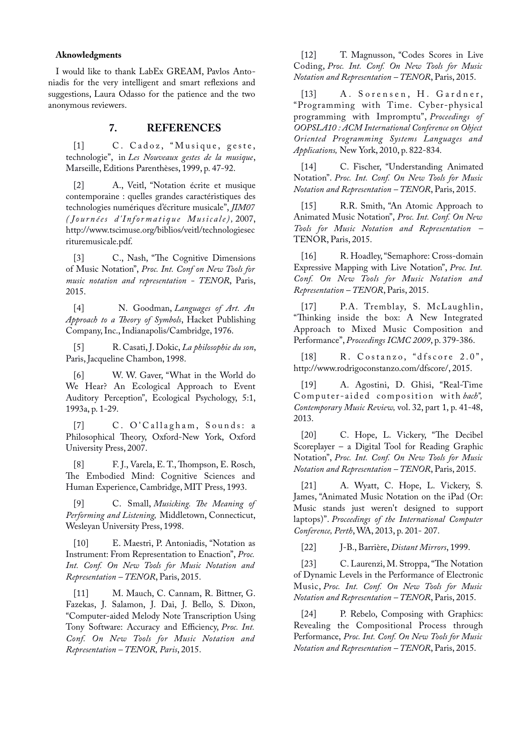**Aknowledgments**

I would like to thank LabEx GREAM, Pavlos Antoniadis for the very intelligent and smart reflexions and suggestions, Laura Odasso for the patience and the two anonymous reviewers.

## 7. REFERENCES

[1] C. Cadoz, "Musique, geste, technologie", in *Les Nouveaux gestes de la musique*, Marseille, Editions Parenthèses, 1999, p. 47-92.

[2] A., Veitl, "Notation écrite et musique contemporaine : quelles grandes caractéristiques des technologies numériques d'écriture musicale", *JIM07 (Journées d'Informatique Musicale),* 2007, http://www.tscimuse.org/biblios/veitl/technologiesecrituremusicale.pdf.

[3] C., Nash, "The Cognitive Dimensions of Music Notation", *Proc. Int. Conf on New Tools for music notation and representation - TENOR*, Paris, 2015.

[4] N. Goodman, *Languages of Art. An Approach to a Theory of Symbols*, Hacket Publishing Company, Inc., Indianapolis/Cambridge, 1976.

[5] R. Casati, J. Dokic, *La philosophie du son*, Paris, Jacqueline Chambon, 1998.

[6] W. W. Gaver, "What in the World do We Hear? An Ecological Approach to Event Auditory Perception", Ecological Psychology, 5:1, 1993a, p. 1-29.

[7] C. O'Callagham, Sounds: a Philosophical Theory, Oxford-New York, Oxford University Press, 2007.

[8] F. J., Varela, E. T., Thompson, E. Rosch, The Embodied Mind: Cognitive Sciences and Human Experience, Cambridge, MIT Press, 1993.

[9] C. Small, *Musicking. The Meaning of Performing and Listening,* Middletown, Connecticut, Wesleyan University Press, 1998.

[10] E. Maestri, P. Antoniadis, "Notation as Instrument: From Representation to Enaction", *Proc. Int. Conf. On New Tools for Music Notation and Representation – TENOR*, Paris, 2015.

[11] M. Mauch, C. Cannam, R. Bittner, G. Fazekas, J. Salamon, J. Dai, J. Bello, S. Dixon, "Computer-aided Melody Note Transcription Using Tony Software: Accuracy and Efficiency, *Proc. Int. Conf. On New Tools for Music Notation and Representation – TENOR, Paris*, 2015.

[12] T. Magnusson, "Codes Scores in Live Coding, *Proc. Int. Conf. On New Tools for Music Notation and Representation – TENOR*, Paris, 2015.

[13] A. Sorensen, H. Gardner, "Programming with Time. Cyber-physical programming with Impromptu", *Proceedings of OOPSLA10 : ACM International Conference on Object Oriented Programming Systems Languages and Applications,* New York, 2010, p. 822-834.

[14] C. Fischer, "Understanding Animated Notation". *Proc. Int. Conf. On New Tools for Music Notation and Representation – TENOR*, Paris, 2015.

[15] R.R. Smith, "An Atomic Approach to Animated Music Notation", *Proc. Int. Conf. On New Tools for Music Notation and Representation* – TENOR, Paris, 2015.

[16] R. Hoadley, "Semaphore: Cross-domain Expressive Mapping with Live Notation", *Proc. Int. Conf. On New Tools for Music Notation and Representation – TENOR*, Paris, 2015.

[17] P.A. Tremblay, S. McLaughlin, "Thinking inside the box: A New Integrated Approach to Mixed Music Composition and Performance", *Proceedings ICMC 2009*, p. 379-386.

[18] R. Costanzo, "dfscore 2.0", http://www.rodrigoconstanzo.com/dfscore/, 2015.

[19] A. Agostini, D. Ghisi, "Real-Time Computer-aided composition with *bach*", *Contemporary Music Review,* vol. 32, part 1, p. 41-48, 2013.

[20] C. Hope, L. Vickery, "The Decibel Scoreplayer – a Digital Tool for Reading Graphic Notation", *Proc. Int. Conf. On New Tools for Music Notation and Representation – TENOR*, Paris, 2015.

[21] A. Wyatt, C. Hope, L. Vickery, S. James, "Animated Music Notation on the iPad (Or: Music stands just weren't designed to support laptops)". *Proceedings of the International Computer Conference, Perth*, WA, 2013, p. 201- 207.

[22] J-B., Barrière, *Distant Mirrors*, 1999.

[23] C. Laurenzi, M. Stroppa, "The Notation of Dynamic Levels in the Performance of Electronic Music, *Proc. Int. Conf. On New Tools for Music Notation and Representation – TENOR*, Paris, 2015.

[24] P. Rebelo, Composing with Graphics: Revealing the Compositional Process through Performance, *Proc. Int. Conf. On New Tools for Music Notation and Representation – TENOR*, Paris, 2015.